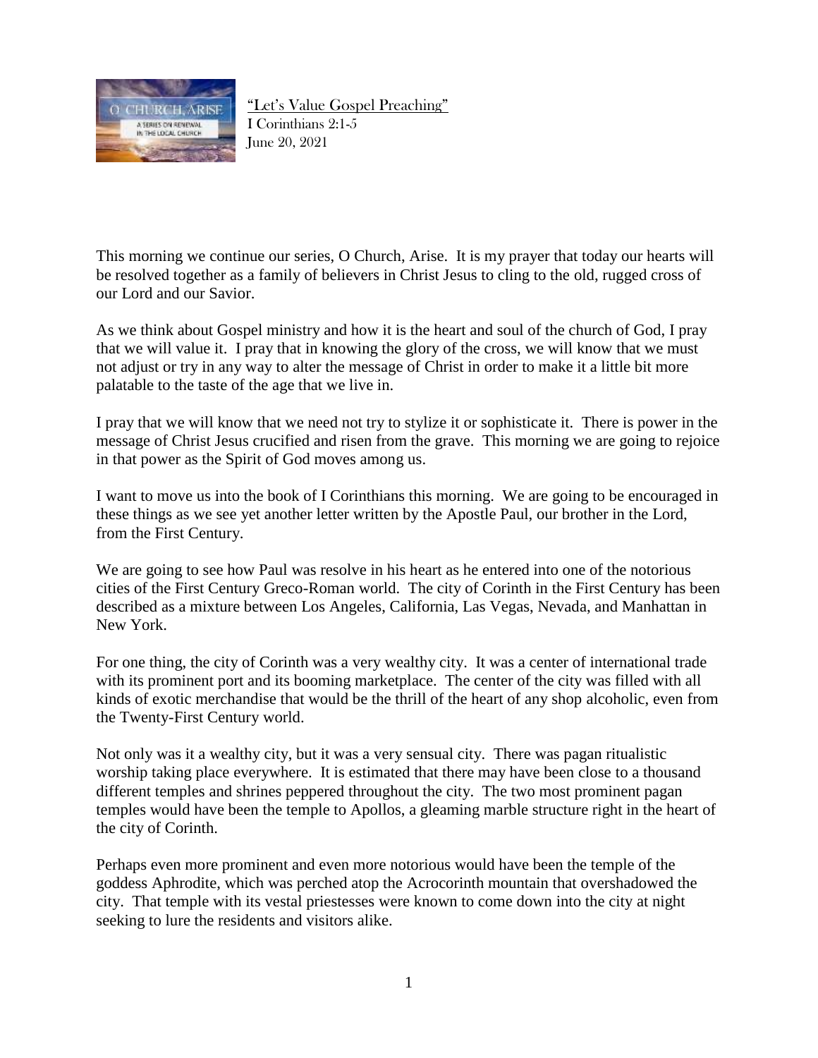"Let's Value Gospel Preaching"
I Corinthians 2:1-5
June 20, 2021

This morning we continue our series, O Church, Arise. It is my prayer that today our hearts will be resolved together as a family of believers in Christ Jesus to cling to the old, rugged cross of our Lord and our Savior.

As we think about Gospel ministry and how it is the heart and soul of the church of God, I pray that we will value it. I pray that in knowing the glory of the cross, we will know that we must not adjust or try in any way to alter the message of Christ in order to make it a little bit more palatable to the taste of the age that we live in.

I pray that we will know that we need not try to stylize it or sophisticate it. There is power in the message of Christ Jesus crucified and risen from the grave. This morning we are going to rejoice in that power as the Spirit of God moves among us.

I want to move us into the book of I Corinthians this morning. We are going to be encouraged in these things as we see yet another letter written by the Apostle Paul, our brother in the Lord, from the First Century.

We are going to see how Paul was resolve in his heart as he entered into one of the notorious cities of the First Century Greco-Roman world. The city of Corinth in the First Century has been described as a mixture between Los Angeles, California, Las Vegas, Nevada, and Manhattan in New York.

For one thing, the city of Corinth was a very wealthy city. It was a center of international trade with its prominent port and its booming marketplace. The center of the city was filled with all kinds of exotic merchandise that would be the thrill of the heart of any shop alcoholic, even from the Twenty-First Century world.

Not only was it a wealthy city, but it was a very sensual city. There was pagan ritualistic worship taking place everywhere. It is estimated that there may have been close to a thousand different temples and shrines peppered throughout the city. The two most prominent pagan temples would have been the temple to Apollos, a gleaming marble structure right in the heart of the city of Corinth.

Perhaps even more prominent and even more notorious would have been the temple of the goddess Aphrodite, which was perched atop the Acrocorinth mountain that overshadowed the city. That temple with its vestal priestesses were known to come down into the city at night seeking to lure the residents and visitors alike.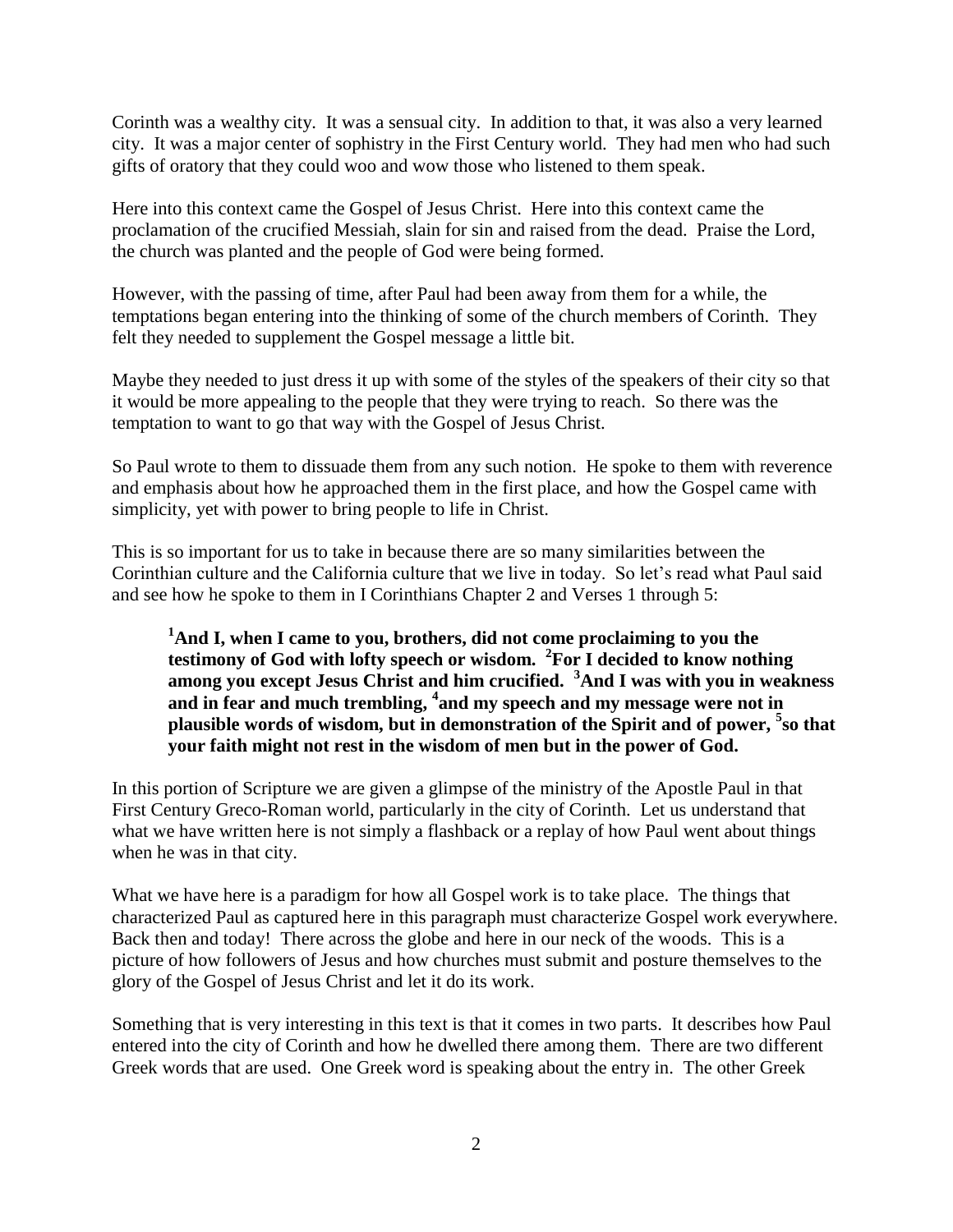Corinth was a wealthy city. It was a sensual city. In addition to that, it was also a very learned city. It was a major center of sophistry in the First Century world. They had men who had such gifts of oratory that they could woo and wow those who listened to them speak.

Here into this context came the Gospel of Jesus Christ. Here into this context came the proclamation of the crucified Messiah, slain for sin and raised from the dead. Praise the Lord, the church was planted and the people of God were being formed.

However, with the passing of time, after Paul had been away from them for a while, the temptations began entering into the thinking of some of the church members of Corinth. They felt they needed to supplement the Gospel message a little bit.

Maybe they needed to just dress it up with some of the styles of the speakers of their city so that it would be more appealing to the people that they were trying to reach. So there was the temptation to want to go that way with the Gospel of Jesus Christ.

So Paul wrote to them to dissuade them from any such notion. He spoke to them with reverence and emphasis about how he approached them in the first place, and how the Gospel came with simplicity, yet with power to bring people to life in Christ.

This is so important for us to take in because there are so many similarities between the Corinthian culture and the California culture that we live in today. So let's read what Paul said and see how he spoke to them in I Corinthians Chapter 2 and Verses 1 through 5:

> **[1]And I, when I came to you, brothers, did not come proclaiming to you the testimony of God with lofty speech or wisdom. [2]For I decided to know nothing among you except Jesus Christ and him crucified. [3]And I was with you in weakness and in fear and much trembling, [4]and my speech and my message were not in plausible words of wisdom, but in demonstration of the Spirit and of power, [5]so that your faith might not rest in the wisdom of men but in the power of God.**

In this portion of Scripture we are given a glimpse of the ministry of the Apostle Paul in that First Century Greco-Roman world, particularly in the city of Corinth. Let us understand that what we have written here is not simply a flashback or a replay of how Paul went about things when he was in that city.

What we have here is a paradigm for how all Gospel work is to take place. The things that characterized Paul as captured here in this paragraph must characterize Gospel work everywhere. Back then and today! There across the globe and here in our neck of the woods. This is a picture of how followers of Jesus and how churches must submit and posture themselves to the glory of the Gospel of Jesus Christ and let it do its work.

Something that is very interesting in this text is that it comes in two parts. It describes how Paul entered into the city of Corinth and how he dwelled there among them. There are two different Greek words that are used. One Greek word is speaking about the entry in. The other Greek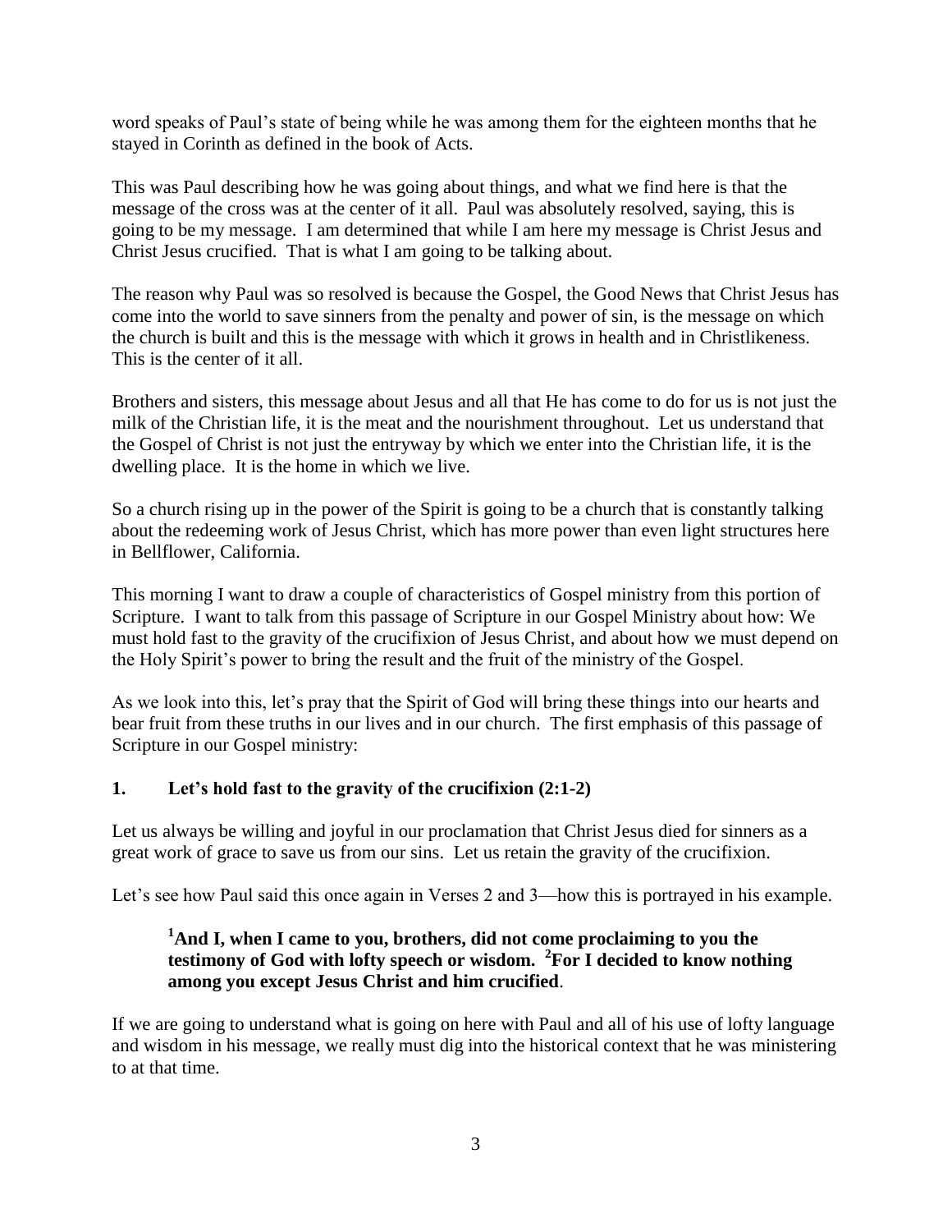word speaks of Paul's state of being while he was among them for the eighteen months that he stayed in Corinth as defined in the book of Acts.

This was Paul describing how he was going about things, and what we find here is that the message of the cross was at the center of it all. Paul was absolutely resolved, saying, this is going to be my message. I am determined that while I am here my message is Christ Jesus and Christ Jesus crucified. That is what I am going to be talking about.

The reason why Paul was so resolved is because the Gospel, the Good News that Christ Jesus has come into the world to save sinners from the penalty and power of sin, is the message on which the church is built and this is the message with which it grows in health and in Christlikeness. This is the center of it all.

Brothers and sisters, this message about Jesus and all that He has come to do for us is not just the milk of the Christian life, it is the meat and the nourishment throughout. Let us understand that the Gospel of Christ is not just the entryway by which we enter into the Christian life, it is the dwelling place. It is the home in which we live.

So a church rising up in the power of the Spirit is going to be a church that is constantly talking about the redeeming work of Jesus Christ, which has more power than even light structures here in Bellflower, California.

This morning I want to draw a couple of characteristics of Gospel ministry from this portion of Scripture. I want to talk from this passage of Scripture in our Gospel Ministry about how: We must hold fast to the gravity of the crucifixion of Jesus Christ, and about how we must depend on the Holy Spirit's power to bring the result and the fruit of the ministry of the Gospel.

As we look into this, let's pray that the Spirit of God will bring these things into our hearts and bear fruit from these truths in our lives and in our church. The first emphasis of this passage of Scripture in our Gospel ministry:

## 1. Let's hold fast to the gravity of the crucifixion (2:1-2)

Let us always be willing and joyful in our proclamation that Christ Jesus died for sinners as a great work of grace to save us from our sins. Let us retain the gravity of the crucifixion.

Let's see how Paul said this once again in Verses 2 and 3—how this is portrayed in his example.

> **[1]And I, when I came to you, brothers, did not come proclaiming to you the testimony of God with lofty speech or wisdom. [2]For I decided to know nothing among you except Jesus Christ and him crucified**.

If we are going to understand what is going on here with Paul and all of his use of lofty language and wisdom in his message, we really must dig into the historical context that he was ministering to at that time.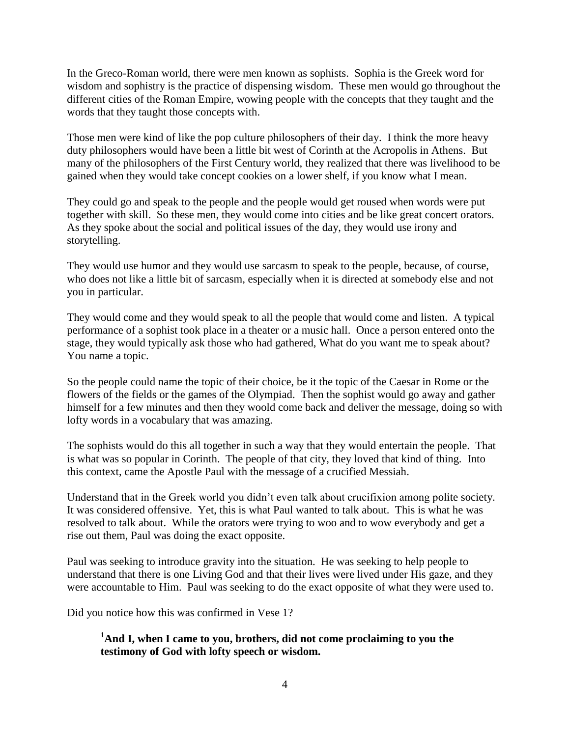In the Greco-Roman world, there were men known as sophists. Sophia is the Greek word for wisdom and sophistry is the practice of dispensing wisdom. These men would go throughout the different cities of the Roman Empire, wowing people with the concepts that they taught and the words that they taught those concepts with.

Those men were kind of like the pop culture philosophers of their day. I think the more heavy duty philosophers would have been a little bit west of Corinth at the Acropolis in Athens. But many of the philosophers of the First Century world, they realized that there was livelihood to be gained when they would take concept cookies on a lower shelf, if you know what I mean.

They could go and speak to the people and the people would get roused when words were put together with skill. So these men, they would come into cities and be like great concert orators. As they spoke about the social and political issues of the day, they would use irony and storytelling.

They would use humor and they would use sarcasm to speak to the people, because, of course, who does not like a little bit of sarcasm, especially when it is directed at somebody else and not you in particular.

They would come and they would speak to all the people that would come and listen. A typical performance of a sophist took place in a theater or a music hall. Once a person entered onto the stage, they would typically ask those who had gathered, What do you want me to speak about? You name a topic.

So the people could name the topic of their choice, be it the topic of the Caesar in Rome or the flowers of the fields or the games of the Olympiad. Then the sophist would go away and gather himself for a few minutes and then they woold come back and deliver the message, doing so with lofty words in a vocabulary that was amazing.

The sophists would do this all together in such a way that they would entertain the people. That is what was so popular in Corinth. The people of that city, they loved that kind of thing. Into this context, came the Apostle Paul with the message of a crucified Messiah.

Understand that in the Greek world you didn't even talk about crucifixion among polite society. It was considered offensive. Yet, this is what Paul wanted to talk about. This is what he was resolved to talk about. While the orators were trying to woo and to wow everybody and get a rise out them, Paul was doing the exact opposite.

Paul was seeking to introduce gravity into the situation. He was seeking to help people to understand that there is one Living God and that their lives were lived under His gaze, and they were accountable to Him. Paul was seeking to do the exact opposite of what they were used to.

Did you notice how this was confirmed in Vese 1?

> **[1]And I, when I came to you, brothers, did not come proclaiming to you the testimony of God with lofty speech or wisdom.**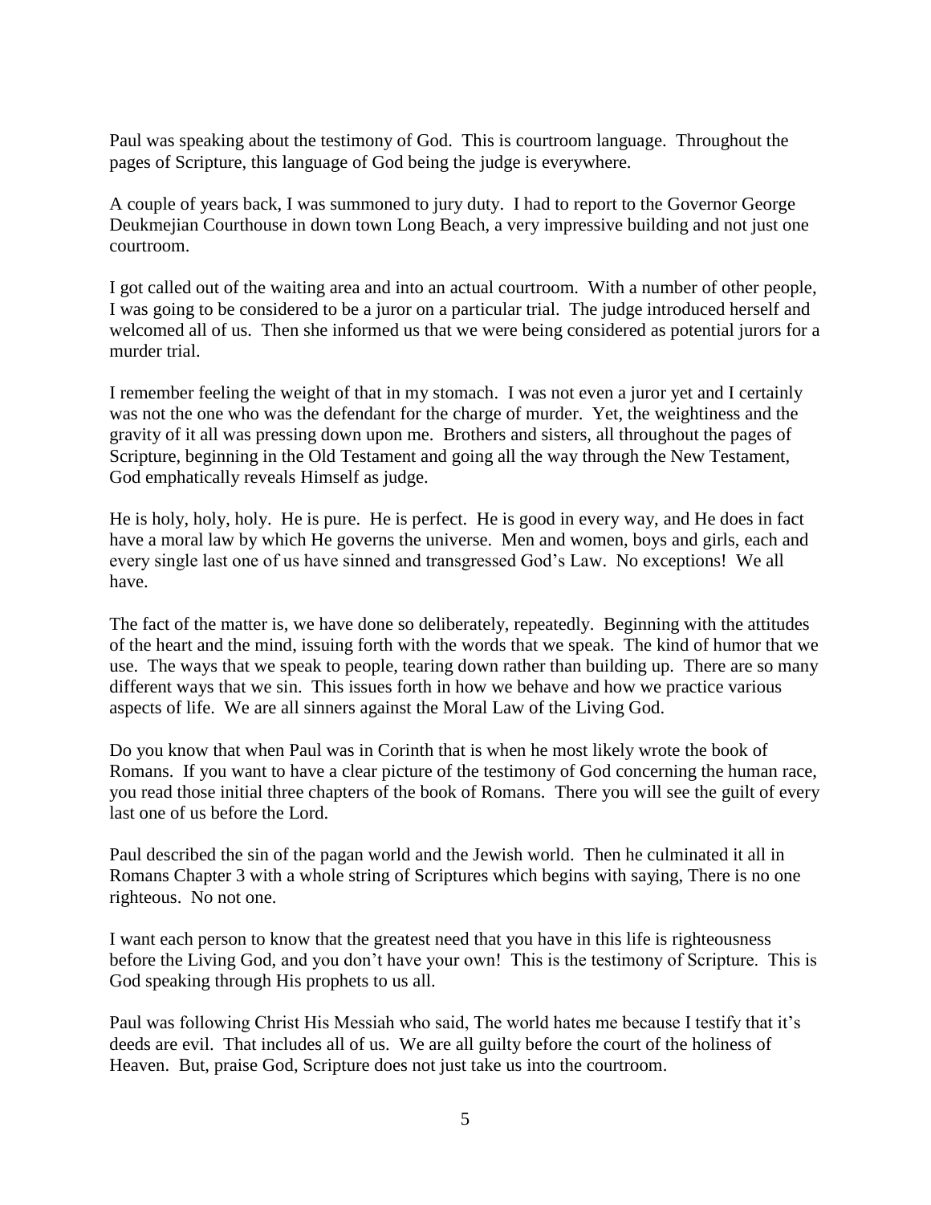Paul was speaking about the testimony of God. This is courtroom language. Throughout the pages of Scripture, this language of God being the judge is everywhere.

A couple of years back, I was summoned to jury duty. I had to report to the Governor George Deukmejian Courthouse in down town Long Beach, a very impressive building and not just one courtroom.

I got called out of the waiting area and into an actual courtroom. With a number of other people, I was going to be considered to be a juror on a particular trial. The judge introduced herself and welcomed all of us. Then she informed us that we were being considered as potential jurors for a murder trial.

I remember feeling the weight of that in my stomach. I was not even a juror yet and I certainly was not the one who was the defendant for the charge of murder. Yet, the weightiness and the gravity of it all was pressing down upon me. Brothers and sisters, all throughout the pages of Scripture, beginning in the Old Testament and going all the way through the New Testament, God emphatically reveals Himself as judge.

He is holy, holy, holy. He is pure. He is perfect. He is good in every way, and He does in fact have a moral law by which He governs the universe. Men and women, boys and girls, each and every single last one of us have sinned and transgressed God's Law. No exceptions! We all have.

The fact of the matter is, we have done so deliberately, repeatedly. Beginning with the attitudes of the heart and the mind, issuing forth with the words that we speak. The kind of humor that we use. The ways that we speak to people, tearing down rather than building up. There are so many different ways that we sin. This issues forth in how we behave and how we practice various aspects of life. We are all sinners against the Moral Law of the Living God.

Do you know that when Paul was in Corinth that is when he most likely wrote the book of Romans. If you want to have a clear picture of the testimony of God concerning the human race, you read those initial three chapters of the book of Romans. There you will see the guilt of every last one of us before the Lord.

Paul described the sin of the pagan world and the Jewish world. Then he culminated it all in Romans Chapter 3 with a whole string of Scriptures which begins with saying, There is no one righteous. No not one.

I want each person to know that the greatest need that you have in this life is righteousness before the Living God, and you don't have your own! This is the testimony of Scripture. This is God speaking through His prophets to us all.

Paul was following Christ His Messiah who said, The world hates me because I testify that it's deeds are evil. That includes all of us. We are all guilty before the court of the holiness of Heaven. But, praise God, Scripture does not just take us into the courtroom.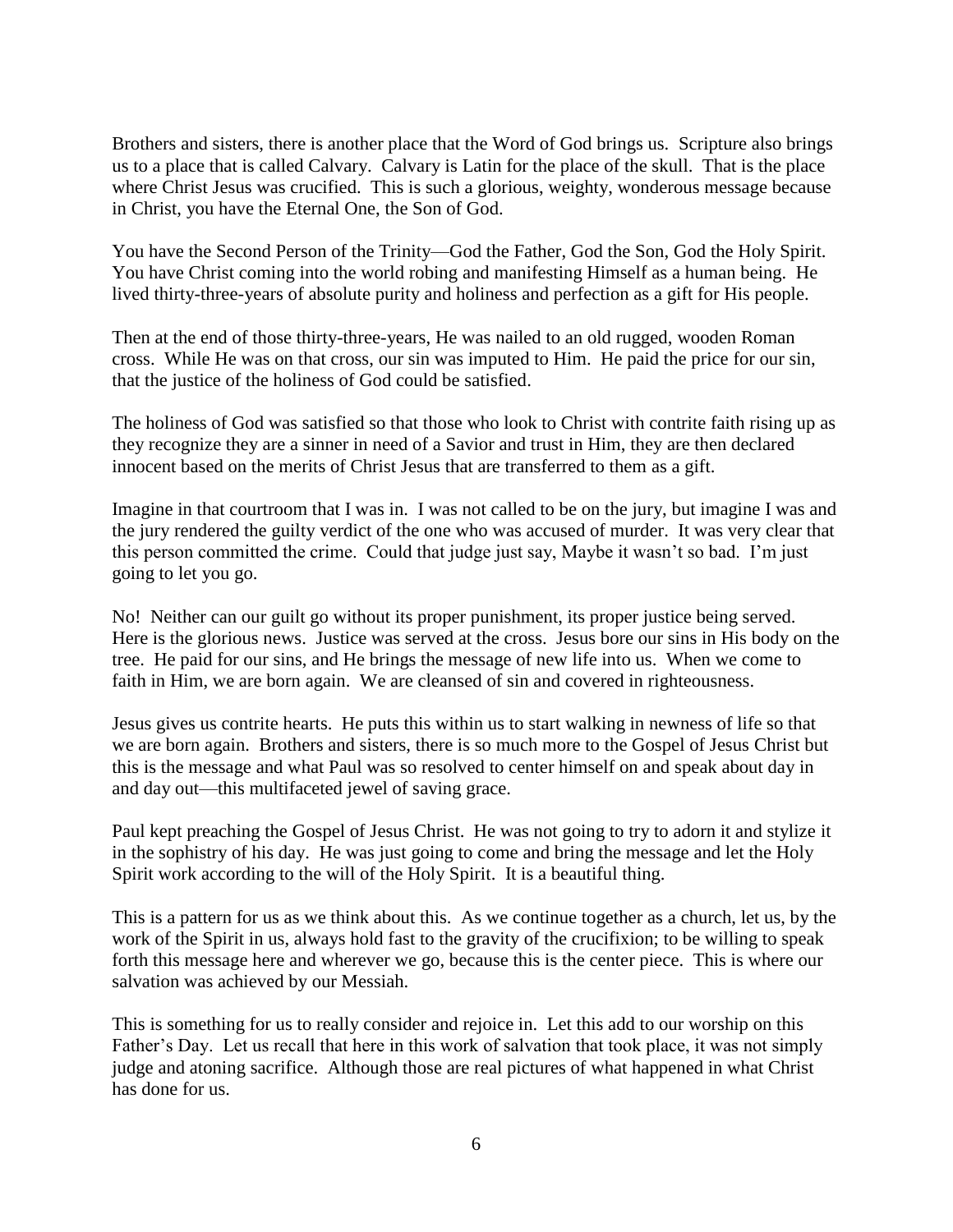Brothers and sisters, there is another place that the Word of God brings us. Scripture also brings us to a place that is called Calvary. Calvary is Latin for the place of the skull. That is the place where Christ Jesus was crucified. This is such a glorious, weighty, wonderous message because in Christ, you have the Eternal One, the Son of God.

You have the Second Person of the Trinity—God the Father, God the Son, God the Holy Spirit. You have Christ coming into the world robing and manifesting Himself as a human being. He lived thirty-three-years of absolute purity and holiness and perfection as a gift for His people.

Then at the end of those thirty-three-years, He was nailed to an old rugged, wooden Roman cross. While He was on that cross, our sin was imputed to Him. He paid the price for our sin, that the justice of the holiness of God could be satisfied.

The holiness of God was satisfied so that those who look to Christ with contrite faith rising up as they recognize they are a sinner in need of a Savior and trust in Him, they are then declared innocent based on the merits of Christ Jesus that are transferred to them as a gift.

Imagine in that courtroom that I was in. I was not called to be on the jury, but imagine I was and the jury rendered the guilty verdict of the one who was accused of murder. It was very clear that this person committed the crime. Could that judge just say, Maybe it wasn't so bad. I'm just going to let you go.

No! Neither can our guilt go without its proper punishment, its proper justice being served. Here is the glorious news. Justice was served at the cross. Jesus bore our sins in His body on the tree. He paid for our sins, and He brings the message of new life into us. When we come to faith in Him, we are born again. We are cleansed of sin and covered in righteousness.

Jesus gives us contrite hearts. He puts this within us to start walking in newness of life so that we are born again. Brothers and sisters, there is so much more to the Gospel of Jesus Christ but this is the message and what Paul was so resolved to center himself on and speak about day in and day out—this multifaceted jewel of saving grace.

Paul kept preaching the Gospel of Jesus Christ. He was not going to try to adorn it and stylize it in the sophistry of his day. He was just going to come and bring the message and let the Holy Spirit work according to the will of the Holy Spirit. It is a beautiful thing.

This is a pattern for us as we think about this. As we continue together as a church, let us, by the work of the Spirit in us, always hold fast to the gravity of the crucifixion; to be willing to speak forth this message here and wherever we go, because this is the center piece. This is where our salvation was achieved by our Messiah.

This is something for us to really consider and rejoice in. Let this add to our worship on this Father's Day. Let us recall that here in this work of salvation that took place, it was not simply judge and atoning sacrifice. Although those are real pictures of what happened in what Christ has done for us.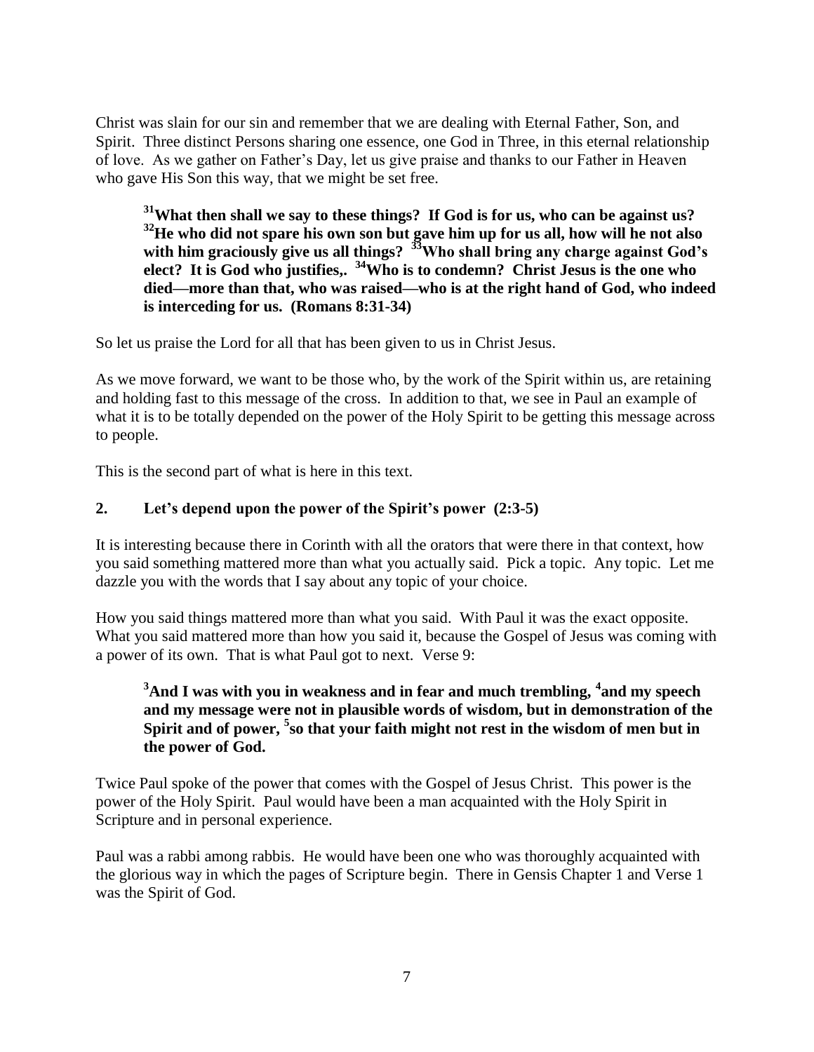Christ was slain for our sin and remember that we are dealing with Eternal Father, Son, and Spirit. Three distinct Persons sharing one essence, one God in Three, in this eternal relationship of love. As we gather on Father's Day, let us give praise and thanks to our Father in Heaven who gave His Son this way, that we might be set free.

> **[31]What then shall we say to these things? If God is for us, who can be against us? [32]He who did not spare his own son but gave him up for us all, how will he not also with him graciously give us all things? [33]Who shall bring any charge against God's elect? It is God who justifies,. [34]Who is to condemn? Christ Jesus is the one who died—more than that, who was raised—who is at the right hand of God, who indeed is interceding for us. (Romans 8:31-34)**

So let us praise the Lord for all that has been given to us in Christ Jesus.

As we move forward, we want to be those who, by the work of the Spirit within us, are retaining and holding fast to this message of the cross. In addition to that, we see in Paul an example of what it is to be totally depended on the power of the Holy Spirit to be getting this message across to people.

This is the second part of what is here in this text.

**2. Let's depend upon the power of the Spirit's power (2:3-5)**

It is interesting because there in Corinth with all the orators that were there in that context, how you said something mattered more than what you actually said. Pick a topic. Any topic. Let me dazzle you with the words that I say about any topic of your choice.

How you said things mattered more than what you said. With Paul it was the exact opposite. What you said mattered more than how you said it, because the Gospel of Jesus was coming with a power of its own. That is what Paul got to next. Verse 9:

> **[3]And I was with you in weakness and in fear and much trembling, [4]and my speech and my message were not in plausible words of wisdom, but in demonstration of the Spirit and of power, [5]so that your faith might not rest in the wisdom of men but in the power of God.**

Twice Paul spoke of the power that comes with the Gospel of Jesus Christ. This power is the power of the Holy Spirit. Paul would have been a man acquainted with the Holy Spirit in Scripture and in personal experience.

Paul was a rabbi among rabbis. He would have been one who was thoroughly acquainted with the glorious way in which the pages of Scripture begin. There in Gensis Chapter 1 and Verse 1 was the Spirit of God.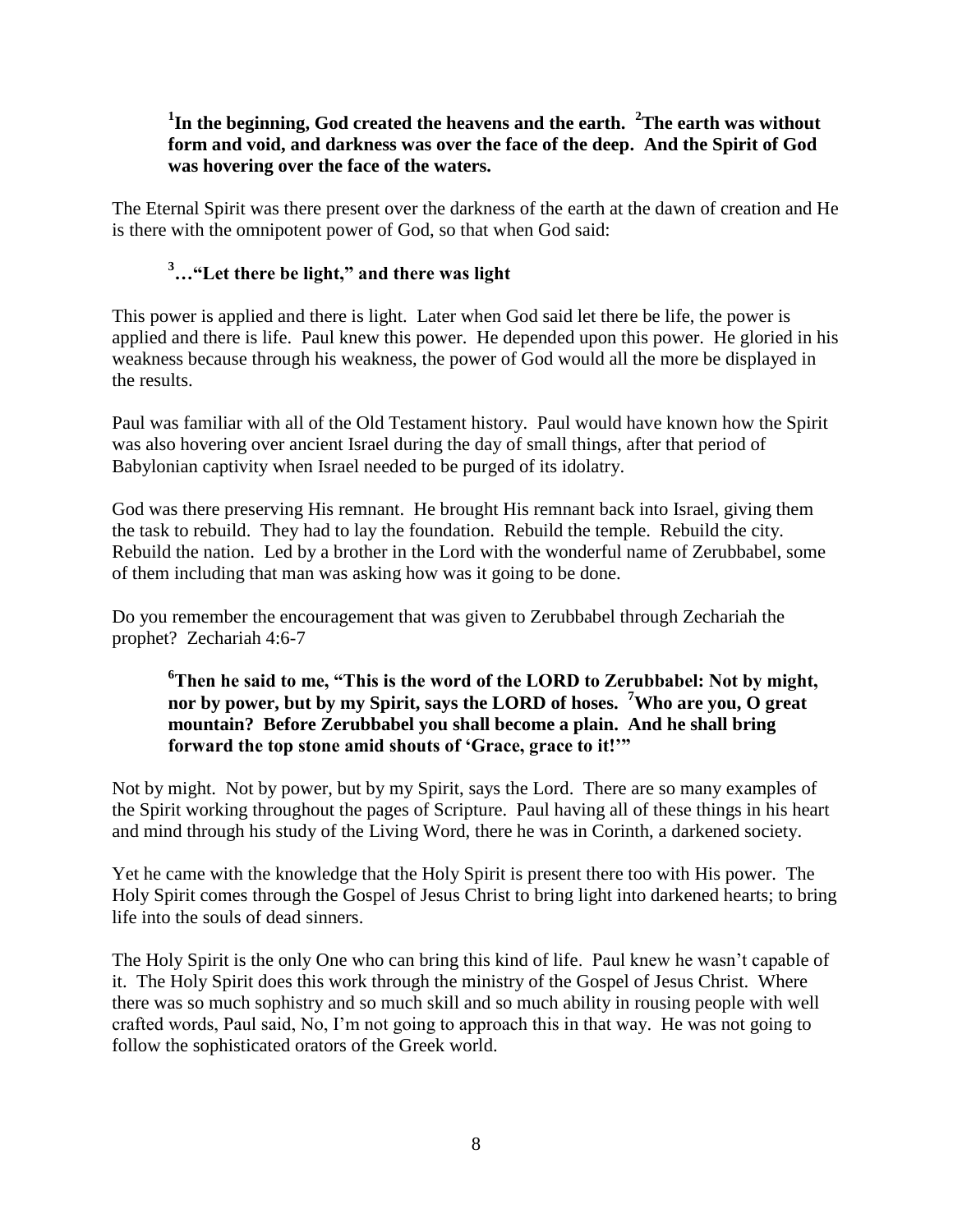> **[1]In the beginning, God created the heavens and the earth. [2]The earth was without form and void, and darkness was over the face of the deep. And the Spirit of God was hovering over the face of the waters.**

The Eternal Spirit was there present over the darkness of the earth at the dawn of creation and He is there with the omnipotent power of God, so that when God said:

> **[3]…"Let there be light," and there was light**

This power is applied and there is light. Later when God said let there be life, the power is applied and there is life. Paul knew this power. He depended upon this power. He gloried in his weakness because through his weakness, the power of God would all the more be displayed in the results.

Paul was familiar with all of the Old Testament history. Paul would have known how the Spirit was also hovering over ancient Israel during the day of small things, after that period of Babylonian captivity when Israel needed to be purged of its idolatry.

God was there preserving His remnant. He brought His remnant back into Israel, giving them the task to rebuild. They had to lay the foundation. Rebuild the temple. Rebuild the city. Rebuild the nation. Led by a brother in the Lord with the wonderful name of Zerubbabel, some of them including that man was asking how was it going to be done.

Do you remember the encouragement that was given to Zerubbabel through Zechariah the prophet? Zechariah 4:6-7

> **[6]Then he said to me, "This is the word of the LORD to Zerubbabel: Not by might, nor by power, but by my Spirit, says the LORD of hoses. [7]Who are you, O great mountain? Before Zerubbabel you shall become a plain. And he shall bring forward the top stone amid shouts of 'Grace, grace to it!'"**

Not by might. Not by power, but by my Spirit, says the Lord. There are so many examples of the Spirit working throughout the pages of Scripture. Paul having all of these things in his heart and mind through his study of the Living Word, there he was in Corinth, a darkened society.

Yet he came with the knowledge that the Holy Spirit is present there too with His power. The Holy Spirit comes through the Gospel of Jesus Christ to bring light into darkened hearts; to bring life into the souls of dead sinners.

The Holy Spirit is the only One who can bring this kind of life. Paul knew he wasn't capable of it. The Holy Spirit does this work through the ministry of the Gospel of Jesus Christ. Where there was so much sophistry and so much skill and so much ability in rousing people with well crafted words, Paul said, No, I'm not going to approach this in that way. He was not going to follow the sophisticated orators of the Greek world.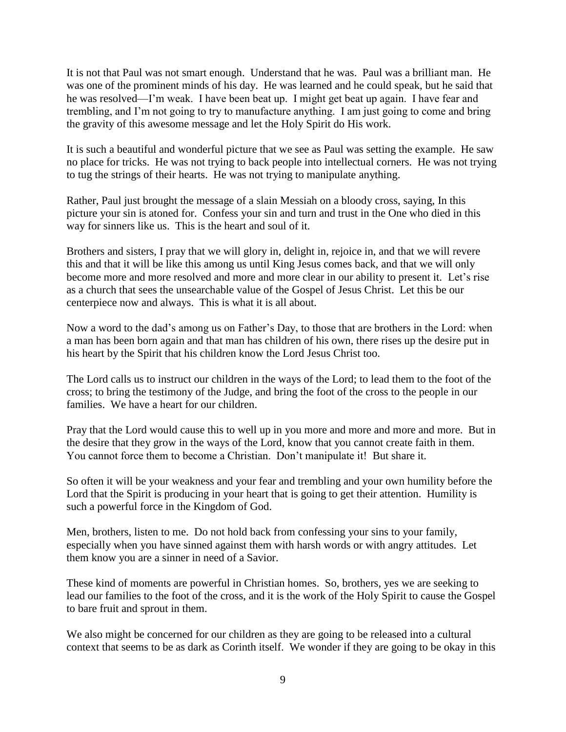It is not that Paul was not smart enough. Understand that he was. Paul was a brilliant man. He was one of the prominent minds of his day. He was learned and he could speak, but he said that he was resolved—I'm weak. I have been beat up. I might get beat up again. I have fear and trembling, and I'm not going to try to manufacture anything. I am just going to come and bring the gravity of this awesome message and let the Holy Spirit do His work.

It is such a beautiful and wonderful picture that we see as Paul was setting the example. He saw no place for tricks. He was not trying to back people into intellectual corners. He was not trying to tug the strings of their hearts. He was not trying to manipulate anything.

Rather, Paul just brought the message of a slain Messiah on a bloody cross, saying, In this picture your sin is atoned for. Confess your sin and turn and trust in the One who died in this way for sinners like us. This is the heart and soul of it.

Brothers and sisters, I pray that we will glory in, delight in, rejoice in, and that we will revere this and that it will be like this among us until King Jesus comes back, and that we will only become more and more resolved and more and more clear in our ability to present it. Let's rise as a church that sees the unsearchable value of the Gospel of Jesus Christ. Let this be our centerpiece now and always. This is what it is all about.

Now a word to the dad's among us on Father's Day, to those that are brothers in the Lord: when a man has been born again and that man has children of his own, there rises up the desire put in his heart by the Spirit that his children know the Lord Jesus Christ too.

The Lord calls us to instruct our children in the ways of the Lord; to lead them to the foot of the cross; to bring the testimony of the Judge, and bring the foot of the cross to the people in our families. We have a heart for our children.

Pray that the Lord would cause this to well up in you more and more and more and more. But in the desire that they grow in the ways of the Lord, know that you cannot create faith in them. You cannot force them to become a Christian. Don't manipulate it! But share it.

So often it will be your weakness and your fear and trembling and your own humility before the Lord that the Spirit is producing in your heart that is going to get their attention. Humility is such a powerful force in the Kingdom of God.

Men, brothers, listen to me. Do not hold back from confessing your sins to your family, especially when you have sinned against them with harsh words or with angry attitudes. Let them know you are a sinner in need of a Savior.

These kind of moments are powerful in Christian homes. So, brothers, yes we are seeking to lead our families to the foot of the cross, and it is the work of the Holy Spirit to cause the Gospel to bare fruit and sprout in them.

We also might be concerned for our children as they are going to be released into a cultural context that seems to be as dark as Corinth itself. We wonder if they are going to be okay in this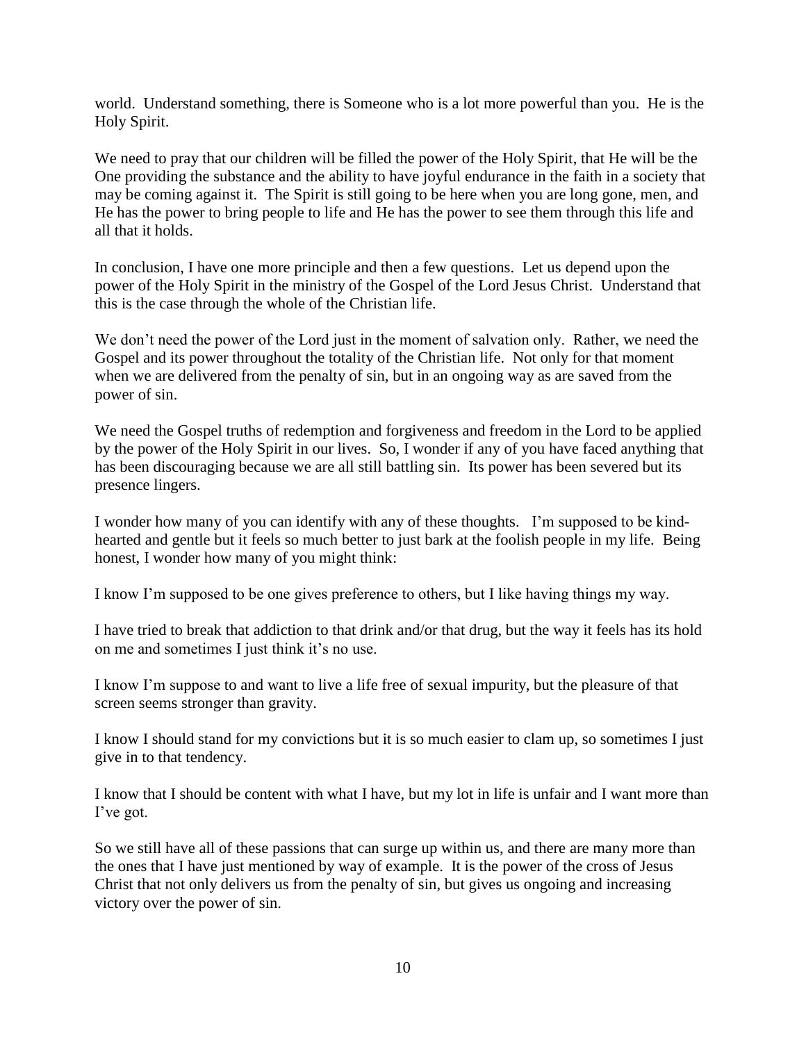world. Understand something, there is Someone who is a lot more powerful than you. He is the Holy Spirit.

We need to pray that our children will be filled the power of the Holy Spirit, that He will be the One providing the substance and the ability to have joyful endurance in the faith in a society that may be coming against it. The Spirit is still going to be here when you are long gone, men, and He has the power to bring people to life and He has the power to see them through this life and all that it holds.

In conclusion, I have one more principle and then a few questions. Let us depend upon the power of the Holy Spirit in the ministry of the Gospel of the Lord Jesus Christ. Understand that this is the case through the whole of the Christian life.

We don't need the power of the Lord just in the moment of salvation only. Rather, we need the Gospel and its power throughout the totality of the Christian life. Not only for that moment when we are delivered from the penalty of sin, but in an ongoing way as are saved from the power of sin.

We need the Gospel truths of redemption and forgiveness and freedom in the Lord to be applied by the power of the Holy Spirit in our lives. So, I wonder if any of you have faced anything that has been discouraging because we are all still battling sin. Its power has been severed but its presence lingers.

I wonder how many of you can identify with any of these thoughts. I'm supposed to be kind-hearted and gentle but it feels so much better to just bark at the foolish people in my life. Being honest, I wonder how many of you might think:

I know I'm supposed to be one gives preference to others, but I like having things my way.

I have tried to break that addiction to that drink and/or that drug, but the way it feels has its hold on me and sometimes I just think it's no use.

I know I'm suppose to and want to live a life free of sexual impurity, but the pleasure of that screen seems stronger than gravity.

I know I should stand for my convictions but it is so much easier to clam up, so sometimes I just give in to that tendency.

I know that I should be content with what I have, but my lot in life is unfair and I want more than I've got.

So we still have all of these passions that can surge up within us, and there are many more than the ones that I have just mentioned by way of example. It is the power of the cross of Jesus Christ that not only delivers us from the penalty of sin, but gives us ongoing and increasing victory over the power of sin.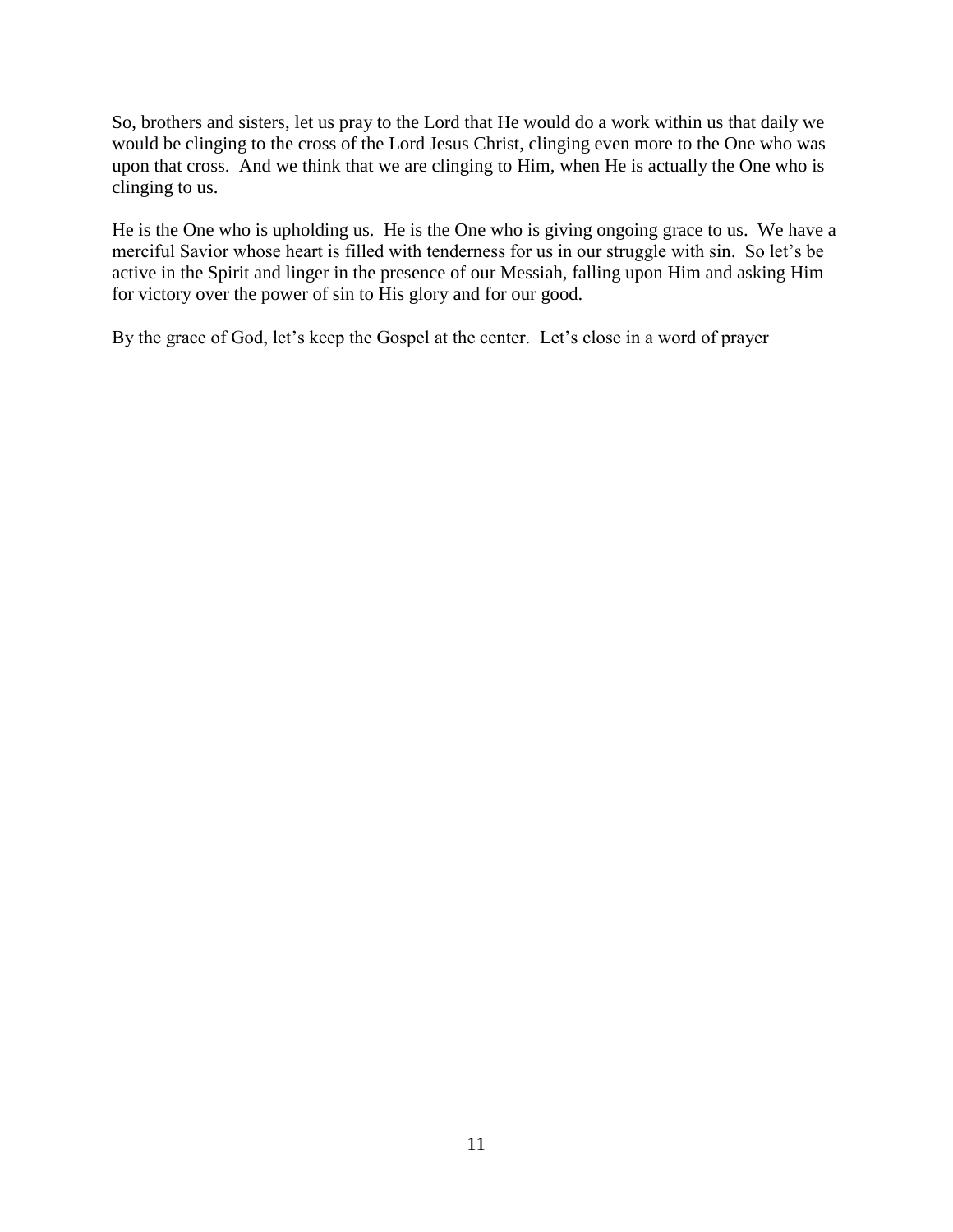So, brothers and sisters, let us pray to the Lord that He would do a work within us that daily we would be clinging to the cross of the Lord Jesus Christ, clinging even more to the One who was upon that cross. And we think that we are clinging to Him, when He is actually the One who is clinging to us.

He is the One who is upholding us. He is the One who is giving ongoing grace to us. We have a merciful Savior whose heart is filled with tenderness for us in our struggle with sin. So let's be active in the Spirit and linger in the presence of our Messiah, falling upon Him and asking Him for victory over the power of sin to His glory and for our good.

By the grace of God, let's keep the Gospel at the center. Let's close in a word of prayer